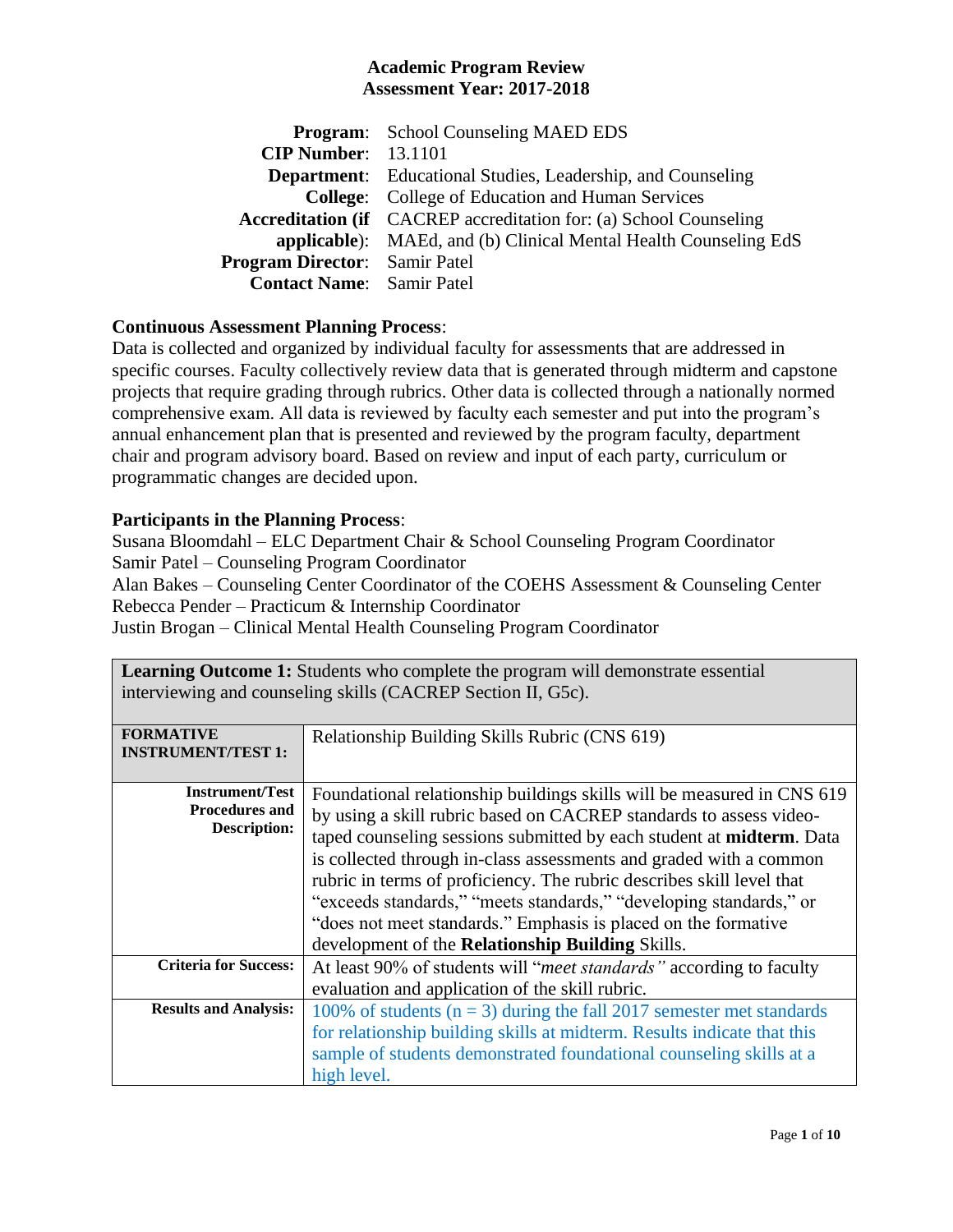# Academic Program Review
## Assessment Year: 2017-2018

**Program**: School Counseling MAED EDS
**CIP Number**: 13.1101
**Department**: Educational Studies, Leadership, and Counseling
**College**: College of Education and Human Services
**Accreditation (if applicable)**: CACREP accreditation for: (a) School Counseling MAEd, and (b) Clinical Mental Health Counseling EdS
**Program Director**: Samir Patel
**Contact Name**: Samir Patel

**Continuous Assessment Planning Process**:
Data is collected and organized by individual faculty for assessments that are addressed in specific courses. Faculty collectively review data that is generated through midterm and capstone projects that require grading through rubrics. Other data is collected through a nationally normed comprehensive exam. All data is reviewed by faculty each semester and put into the program's annual enhancement plan that is presented and reviewed by the program faculty, department chair and program advisory board. Based on review and input of each party, curriculum or programmatic changes are decided upon.

**Participants in the Planning Process**:
Susana Bloomdahl – ELC Department Chair & School Counseling Program Coordinator
Samir Patel – Counseling Program Coordinator
Alan Bakes – Counseling Center Coordinator of the COEHS Assessment & Counseling Center
Rebecca Pender – Practicum & Internship Coordinator
Justin Brogan – Clinical Mental Health Counseling Program Coordinator

| **Learning Outcome 1:** Students who complete the program will demonstrate essential interviewing and counseling skills (CACREP Section II, G5c). | |
|---|---|
| **FORMATIVE INSTRUMENT/TEST 1:** | Relationship Building Skills Rubric (CNS 619) |
| **Instrument/Test Procedures and Description:** | Foundational relationship buildings skills will be measured in CNS 619 by using a skill rubric based on CACREP standards to assess video-taped counseling sessions submitted by each student at **midterm**. Data is collected through in-class assessments and graded with a common rubric in terms of proficiency. The rubric describes skill level that "exceeds standards," "meets standards," "developing standards," or "does not meet standards." Emphasis is placed on the formative development of the **Relationship Building** Skills. |
| **Criteria for Success:** | At least 90% of students will "*meet standards"* according to faculty evaluation and application of the skill rubric. |
| **Results and Analysis:** | 100% of students ($n = 3$) during the fall 2017 semester met standards for relationship building skills at midterm. Results indicate that this sample of students demonstrated foundational counseling skills at a high level. |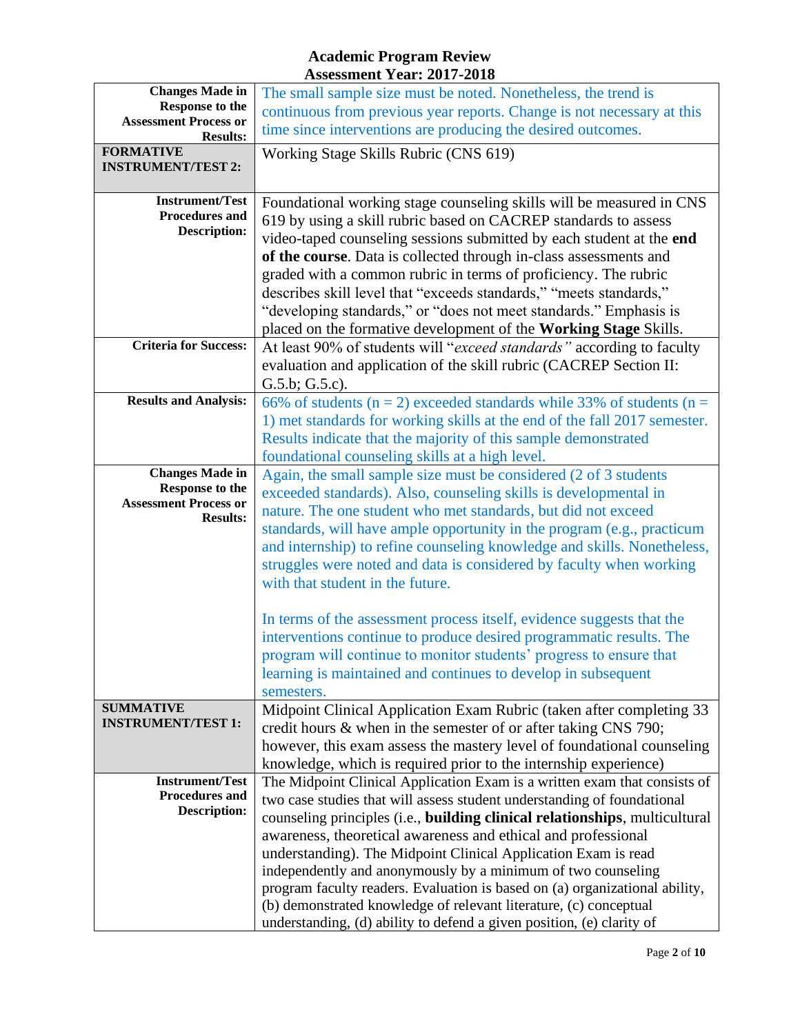| | |
|---|---|
| **Changes Made in Response to the Assessment Process or Results:** | The small sample size must be noted. Nonetheless, the trend is continuous from previous year reports. Change is not necessary at this time since interventions are producing the desired outcomes. |
| **FORMATIVE INSTRUMENT/TEST 2:** | Working Stage Skills Rubric (CNS 619) |
| **Instrument/Test Procedures and Description:** | Foundational working stage counseling skills will be measured in CNS 619 by using a skill rubric based on CACREP standards to assess video-taped counseling sessions submitted by each student at the **end of the course**. Data is collected through in-class assessments and graded with a common rubric in terms of proficiency. The rubric describes skill level that "exceeds standards," "meets standards," "developing standards," or "does not meet standards." Emphasis is placed on the formative development of the **Working Stage** Skills. |
| **Criteria for Success:** | At least 90% of students will "*exceed standards"* according to faculty evaluation and application of the skill rubric (CACREP Section II: G.5.b; G.5.c). |
| **Results and Analysis:** | 66% of students (n = 2) exceeded standards while 33% of students (n = 1) met standards for working skills at the end of the fall 2017 semester. Results indicate that the majority of this sample demonstrated foundational counseling skills at a high level. |
| **Changes Made in Response to the Assessment Process or Results:** | Again, the small sample size must be considered (2 of 3 students exceeded standards). Also, counseling skills is developmental in nature. The one student who met standards, but did not exceed standards, will have ample opportunity in the program (e.g., practicum and internship) to refine counseling knowledge and skills. Nonetheless, struggles were noted and data is considered by faculty when working with that student in the future.<br><br>In terms of the assessment process itself, evidence suggests that the interventions continue to produce desired programmatic results. The program will continue to monitor students' progress to ensure that learning is maintained and continues to develop in subsequent semesters. |
| **SUMMATIVE INSTRUMENT/TEST 1:** | Midpoint Clinical Application Exam Rubric (taken after completing 33 credit hours & when in the semester of or after taking CNS 790; however, this exam assess the mastery level of foundational counseling knowledge, which is required prior to the internship experience) |
| **Instrument/Test Procedures and Description:** | The Midpoint Clinical Application Exam is a written exam that consists of two case studies that will assess student understanding of foundational counseling principles (i.e., **building clinical relationships**, multicultural awareness, theoretical awareness and ethical and professional understanding). The Midpoint Clinical Application Exam is read independently and anonymously by a minimum of two counseling program faculty readers. Evaluation is based on (a) organizational ability, (b) demonstrated knowledge of relevant literature, (c) conceptual understanding, (d) ability to defend a given position, (e) clarity of |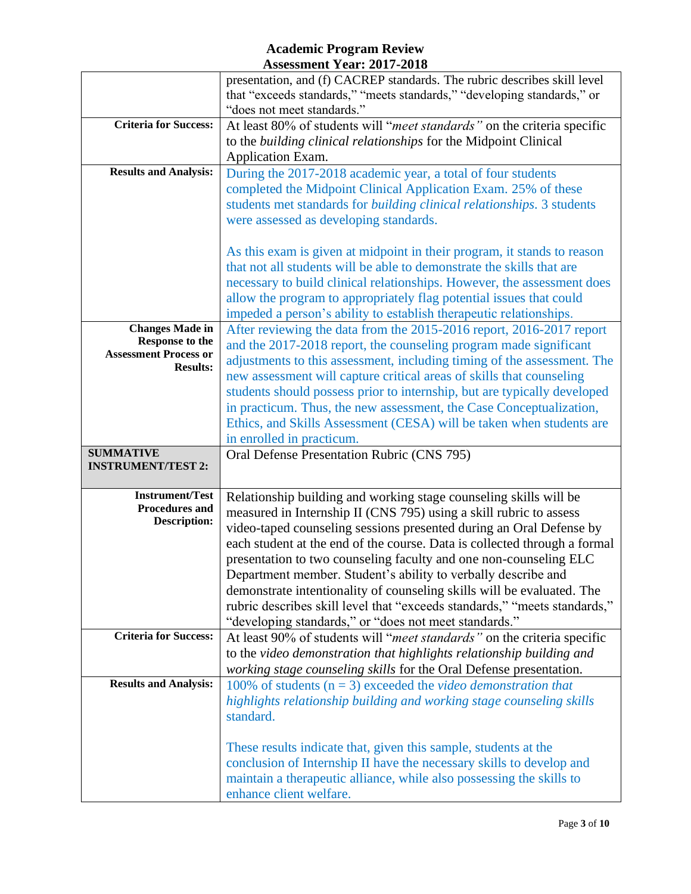| | |
|---|---|
| | presentation, and (f) CACREP standards. The rubric describes skill level that "exceeds standards," "meets standards," "developing standards," or "does not meet standards." |
| **Criteria for Success:** | At least 80% of students will "*meet standards"* on the criteria specific to the *building clinical relationships* for the Midpoint Clinical Application Exam. |
| **Results and Analysis:** | During the 2017-2018 academic year, a total of four students completed the Midpoint Clinical Application Exam. 25% of these students met standards for *building clinical relationships*. 3 students were assessed as developing standards.<br><br>As this exam is given at midpoint in their program, it stands to reason that not all students will be able to demonstrate the skills that are necessary to build clinical relationships. However, the assessment does allow the program to appropriately flag potential issues that could impeded a person's ability to establish therapeutic relationships. |
| **Changes Made in Response to the Assessment Process or Results:** | After reviewing the data from the 2015-2016 report, 2016-2017 report and the 2017-2018 report, the counseling program made significant adjustments to this assessment, including timing of the assessment. The new assessment will capture critical areas of skills that counseling students should possess prior to internship, but are typically developed in practicum. Thus, the new assessment, the Case Conceptualization, Ethics, and Skills Assessment (CESA) will be taken when students are in enrolled in practicum. |
| **SUMMATIVE INSTRUMENT/TEST 2:** | Oral Defense Presentation Rubric (CNS 795) |
| **Instrument/Test Procedures and Description:** | Relationship building and working stage counseling skills will be measured in Internship II (CNS 795) using a skill rubric to assess video-taped counseling sessions presented during an Oral Defense by each student at the end of the course. Data is collected through a formal presentation to two counseling faculty and one non-counseling ELC Department member. Student's ability to verbally describe and demonstrate intentionality of counseling skills will be evaluated. The rubric describes skill level that "exceeds standards," "meets standards," "developing standards," or "does not meet standards." |
| **Criteria for Success:** | At least 90% of students will "*meet standards"* on the criteria specific to the *video demonstration that highlights relationship building and working stage counseling skills* for the Oral Defense presentation. |
| **Results and Analysis:** | 100% of students (n = 3) exceeded the *video demonstration that highlights relationship building and working stage counseling skills* standard.<br><br>These results indicate that, given this sample, students at the conclusion of Internship II have the necessary skills to develop and maintain a therapeutic alliance, while also possessing the skills to enhance client welfare. |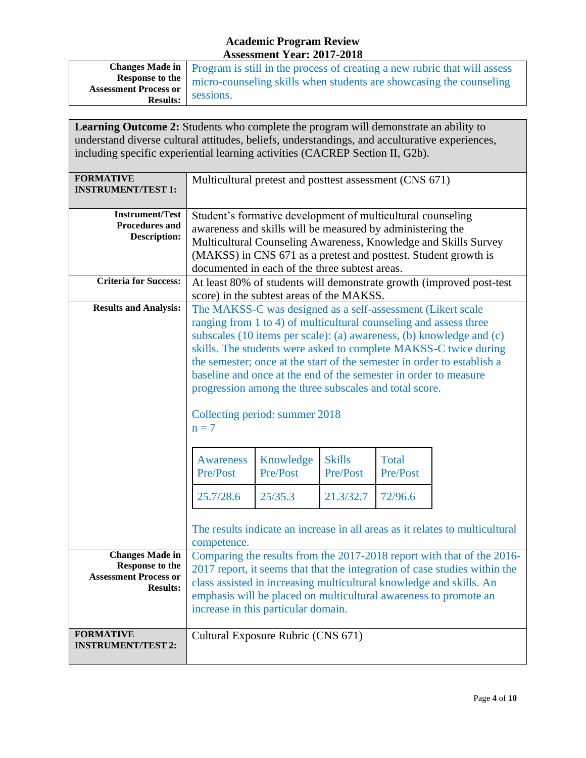**Academic Program Review**
**Assessment Year: 2017-2018**

| | |
|---|---|
| **Changes Made in Response to the Assessment Process or Results:** | Program is still in the process of creating a new rubric that will assess micro-counseling skills when students are showcasing the counseling sessions. |

**Learning Outcome 2:** Students who complete the program will demonstrate an ability to understand diverse cultural attitudes, beliefs, understandings, and acculturative experiences, including specific experiential learning activities (CACREP Section II, G2b).

| | |
|---|---|
| **FORMATIVE INSTRUMENT/TEST 1:** | Multicultural pretest and posttest assessment (CNS 671) |
| **Instrument/Test Procedures and Description:** | Student's formative development of multicultural counseling awareness and skills will be measured by administering the Multicultural Counseling Awareness, Knowledge and Skills Survey (MAKSS) in CNS 671 as a pretest and posttest. Student growth is documented in each of the three subtest areas. |
| **Criteria for Success:** | At least 80% of students will demonstrate growth (improved post-test score) in the subtest areas of the MAKSS. |
| **Results and Analysis:** | The MAKSS-C was designed as a self-assessment (Likert scale ranging from 1 to 4) of multicultural counseling and assess three subscales (10 items per scale): (a) awareness, (b) knowledge and (c) skills. The students were asked to complete MAKSS-C twice during the semester; once at the start of the semester in order to establish a baseline and once at the end of the semester in order to measure progression among the three subscales and total score.<br><br>Collecting period: summer 2018<br>n = 7<br><br>Awareness Pre/Post: 25.7/28.6; Knowledge Pre/Post: 25/35.3; Skills Pre/Post: 21.3/32.7; Total Pre/Post: 72/96.6<br><br>The results indicate an increase in all areas as it relates to multicultural competence. |
| **Changes Made in Response to the Assessment Process or Results:** | Comparing the results from the 2017-2018 report with that of the 2016-2017 report, it seems that that the integration of case studies within the class assisted in increasing multicultural knowledge and skills. An emphasis will be placed on multicultural awareness to promote an increase in this particular domain. |
| **FORMATIVE INSTRUMENT/TEST 2:** | Cultural Exposure Rubric (CNS 671) |

| Awareness Pre/Post | Knowledge Pre/Post | Skills Pre/Post | Total Pre/Post |
|---|---|---|---|
| 25.7/28.6 | 25/35.3 | 21.3/32.7 | 72/96.6 |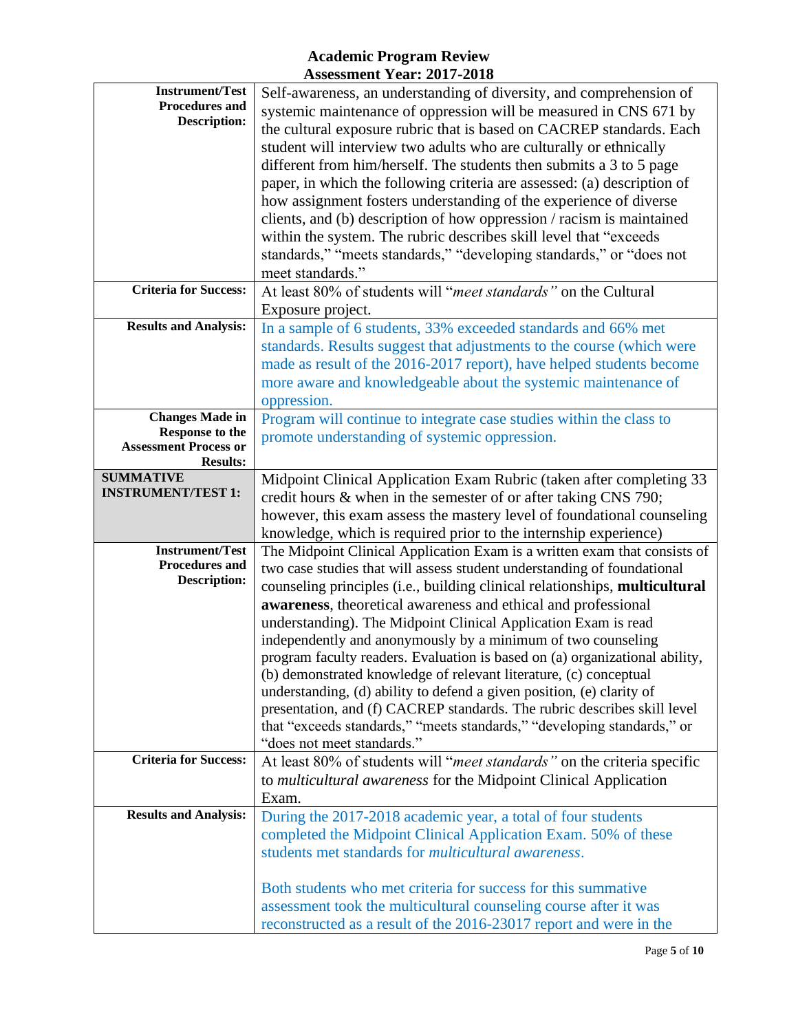# Academic Program Review
## Assessment Year: 2017-2018

| | |
|---|---|
| **Instrument/Test Procedures and Description:** | Self-awareness, an understanding of diversity, and comprehension of systemic maintenance of oppression will be measured in CNS 671 by the cultural exposure rubric that is based on CACREP standards. Each student will interview two adults who are culturally or ethnically different from him/herself. The students then submits a 3 to 5 page paper, in which the following criteria are assessed: (a) description of how assignment fosters understanding of the experience of diverse clients, and (b) description of how oppression / racism is maintained within the system. The rubric describes skill level that "exceeds standards," "meets standards," "developing standards," or "does not meet standards." |
| **Criteria for Success:** | At least 80% of students will "*meet standards"* on the Cultural Exposure project. |
| **Results and Analysis:** | In a sample of 6 students, 33% exceeded standards and 66% met standards. Results suggest that adjustments to the course (which were made as result of the 2016-2017 report), have helped students become more aware and knowledgeable about the systemic maintenance of oppression. |
| **Changes Made in Response to the Assessment Process or Results:** | Program will continue to integrate case studies within the class to promote understanding of systemic oppression. |
| **SUMMATIVE INSTRUMENT/TEST 1:** | Midpoint Clinical Application Exam Rubric (taken after completing 33 credit hours & when in the semester of or after taking CNS 790; however, this exam assess the mastery level of foundational counseling knowledge, which is required prior to the internship experience) |
| **Instrument/Test Procedures and Description:** | The Midpoint Clinical Application Exam is a written exam that consists of two case studies that will assess student understanding of foundational counseling principles (i.e., building clinical relationships, **multicultural awareness**, theoretical awareness and ethical and professional understanding). The Midpoint Clinical Application Exam is read independently and anonymously by a minimum of two counseling program faculty readers. Evaluation is based on (a) organizational ability, (b) demonstrated knowledge of relevant literature, (c) conceptual understanding, (d) ability to defend a given position, (e) clarity of presentation, and (f) CACREP standards. The rubric describes skill level that "exceeds standards," "meets standards," "developing standards," or "does not meet standards." |
| **Criteria for Success:** | At least 80% of students will "*meet standards"* on the criteria specific to *multicultural awareness* for the Midpoint Clinical Application Exam. |
| **Results and Analysis:** | During the 2017-2018 academic year, a total of four students completed the Midpoint Clinical Application Exam. 50% of these students met standards for *multicultural awareness*.<br><br>Both students who met criteria for success for this summative assessment took the multicultural counseling course after it was reconstructed as a result of the 2016-23017 report and were in the |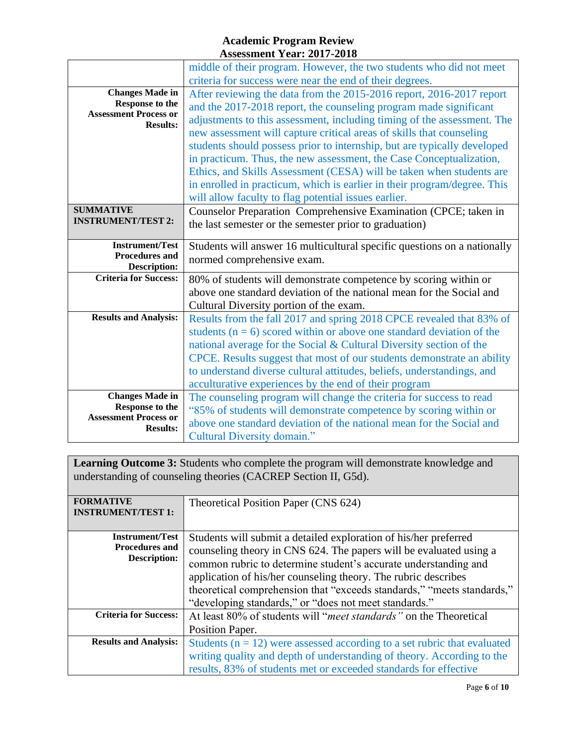| | |
|---|---|
| | middle of their program. However, the two students who did not meet criteria for success were near the end of their degrees. |
| **Changes Made in Response to the Assessment Process or Results:** | After reviewing the data from the 2015-2016 report, 2016-2017 report and the 2017-2018 report, the counseling program made significant adjustments to this assessment, including timing of the assessment. The new assessment will capture critical areas of skills that counseling students should possess prior to internship, but are typically developed in practicum. Thus, the new assessment, the Case Conceptualization, Ethics, and Skills Assessment (CESA) will be taken when students are in enrolled in practicum, which is earlier in their program/degree. This will allow faculty to flag potential issues earlier. |
| **SUMMATIVE INSTRUMENT/TEST 2:** | Counselor Preparation Comprehensive Examination (CPCE; taken in the last semester or the semester prior to graduation) |
| **Instrument/Test Procedures and Description:** | Students will answer 16 multicultural specific questions on a nationally normed comprehensive exam. |
| **Criteria for Success:** | 80% of students will demonstrate competence by scoring within or above one standard deviation of the national mean for the Social and Cultural Diversity portion of the exam. |
| **Results and Analysis:** | Results from the fall 2017 and spring 2018 CPCE revealed that 83% of students (n = 6) scored within or above one standard deviation of the national average for the Social & Cultural Diversity section of the CPCE. Results suggest that most of our students demonstrate an ability to understand diverse cultural attitudes, beliefs, understandings, and acculturative experiences by the end of their program |
| **Changes Made in Response to the Assessment Process or Results:** | The counseling program will change the criteria for success to read "85% of students will demonstrate competence by scoring within or above one standard deviation of the national mean for the Social and Cultural Diversity domain." |

**Learning Outcome 3:** Students who complete the program will demonstrate knowledge and understanding of counseling theories (CACREP Section II, G5d).

| | |
|---|---|
| **FORMATIVE INSTRUMENT/TEST 1:** | Theoretical Position Paper (CNS 624) |
| **Instrument/Test Procedures and Description:** | Students will submit a detailed exploration of his/her preferred counseling theory in CNS 624. The papers will be evaluated using a common rubric to determine student's accurate understanding and application of his/her counseling theory. The rubric describes theoretical comprehension that "exceeds standards," "meets standards," "developing standards," or "does not meet standards." |
| **Criteria for Success:** | At least 80% of students will "*meet standards"* on the Theoretical Position Paper. |
| **Results and Analysis:** | Students (n = 12) were assessed according to a set rubric that evaluated writing quality and depth of understanding of theory. According to the results, 83% of students met or exceeded standards for effective |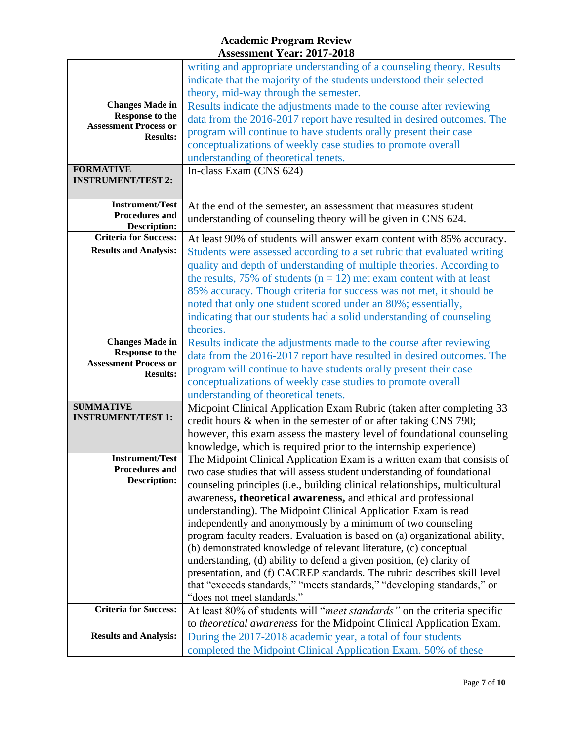# Academic Program Review
## Assessment Year: 2017-2018

| | |
|---|---|
| | writing and appropriate understanding of a counseling theory. Results indicate that the majority of the students understood their selected theory, mid-way through the semester. |
| **Changes Made in Response to the Assessment Process or Results:** | Results indicate the adjustments made to the course after reviewing data from the 2016-2017 report have resulted in desired outcomes. The program will continue to have students orally present their case conceptualizations of weekly case studies to promote overall understanding of theoretical tenets. |
| **FORMATIVE INSTRUMENT/TEST 2:** | In-class Exam (CNS 624) |
| **Instrument/Test Procedures and Description:** | At the end of the semester, an assessment that measures student understanding of counseling theory will be given in CNS 624. |
| **Criteria for Success:** | At least 90% of students will answer exam content with 85% accuracy. |
| **Results and Analysis:** | Students were assessed according to a set rubric that evaluated writing quality and depth of understanding of multiple theories. According to the results, 75% of students (n = 12) met exam content with at least 85% accuracy. Though criteria for success was not met, it should be noted that only one student scored under an 80%; essentially, indicating that our students had a solid understanding of counseling theories. |
| **Changes Made in Response to the Assessment Process or Results:** | Results indicate the adjustments made to the course after reviewing data from the 2016-2017 report have resulted in desired outcomes. The program will continue to have students orally present their case conceptualizations of weekly case studies to promote overall understanding of theoretical tenets. |
| **SUMMATIVE INSTRUMENT/TEST 1:** | Midpoint Clinical Application Exam Rubric (taken after completing 33 credit hours & when in the semester of or after taking CNS 790; however, this exam assess the mastery level of foundational counseling knowledge, which is required prior to the internship experience) |
| **Instrument/Test Procedures and Description:** | The Midpoint Clinical Application Exam is a written exam that consists of two case studies that will assess student understanding of foundational counseling principles (i.e., building clinical relationships, multicultural awareness**, theoretical awareness,** and ethical and professional understanding). The Midpoint Clinical Application Exam is read independently and anonymously by a minimum of two counseling program faculty readers. Evaluation is based on (a) organizational ability, (b) demonstrated knowledge of relevant literature, (c) conceptual understanding, (d) ability to defend a given position, (e) clarity of presentation, and (f) CACREP standards. The rubric describes skill level that "exceeds standards," "meets standards," "developing standards," or "does not meet standards." |
| **Criteria for Success:** | At least 80% of students will "*meet standards"* on the criteria specific to *theoretical awareness* for the Midpoint Clinical Application Exam. |
| **Results and Analysis:** | During the 2017-2018 academic year, a total of four students completed the Midpoint Clinical Application Exam. 50% of these |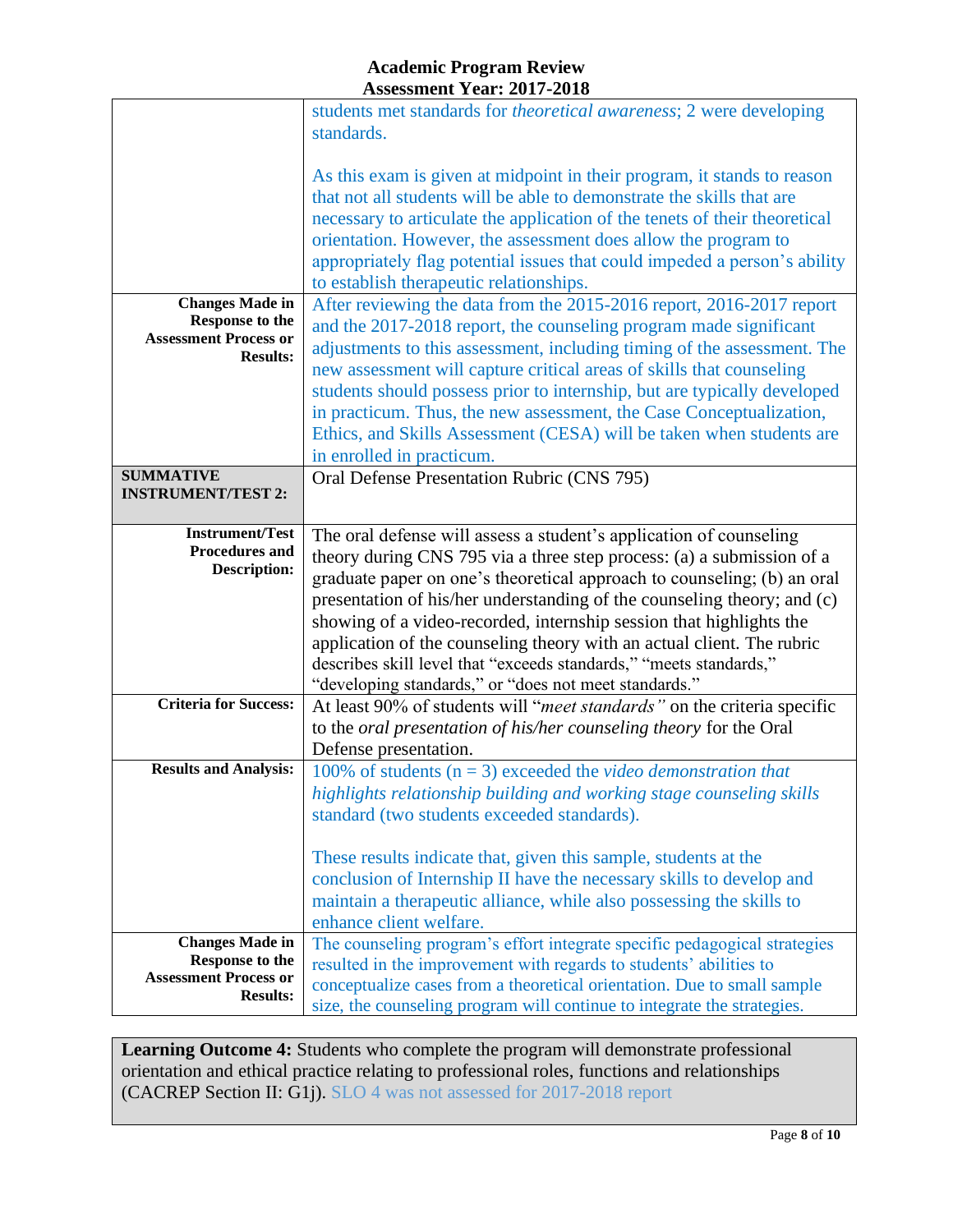| | |
|---|---|
| | students met standards for *theoretical awareness*; 2 were developing standards. <br><br> As this exam is given at midpoint in their program, it stands to reason that not all students will be able to demonstrate the skills that are necessary to articulate the application of the tenets of their theoretical orientation. However, the assessment does allow the program to appropriately flag potential issues that could impeded a person's ability to establish therapeutic relationships. |
| **Changes Made in Response to the Assessment Process or Results:** | After reviewing the data from the 2015-2016 report, 2016-2017 report and the 2017-2018 report, the counseling program made significant adjustments to this assessment, including timing of the assessment. The new assessment will capture critical areas of skills that counseling students should possess prior to internship, but are typically developed in practicum. Thus, the new assessment, the Case Conceptualization, Ethics, and Skills Assessment (CESA) will be taken when students are in enrolled in practicum. |
| **SUMMATIVE INSTRUMENT/TEST 2:** | Oral Defense Presentation Rubric (CNS 795) |
| **Instrument/Test Procedures and Description:** | The oral defense will assess a student's application of counseling theory during CNS 795 via a three step process: (a) a submission of a graduate paper on one's theoretical approach to counseling; (b) an oral presentation of his/her understanding of the counseling theory; and (c) showing of a video-recorded, internship session that highlights the application of the counseling theory with an actual client. The rubric describes skill level that "exceeds standards," "meets standards," "developing standards," or "does not meet standards." |
| **Criteria for Success:** | At least 90% of students will "*meet standards"* on the criteria specific to the *oral presentation of his/her counseling theory* for the Oral Defense presentation. |
| **Results and Analysis:** | 100% of students (n = 3) exceeded the *video demonstration that highlights relationship building and working stage counseling skills* standard (two students exceeded standards). <br><br> These results indicate that, given this sample, students at the conclusion of Internship II have the necessary skills to develop and maintain a therapeutic alliance, while also possessing the skills to enhance client welfare. |
| **Changes Made in Response to the Assessment Process or Results:** | The counseling program's effort integrate specific pedagogical strategies resulted in the improvement with regards to students' abilities to conceptualize cases from a theoretical orientation. Due to small sample size, the counseling program will continue to integrate the strategies. |

**Learning Outcome 4:** Students who complete the program will demonstrate professional orientation and ethical practice relating to professional roles, functions and relationships (CACREP Section II: G1j). SLO 4 was not assessed for 2017-2018 report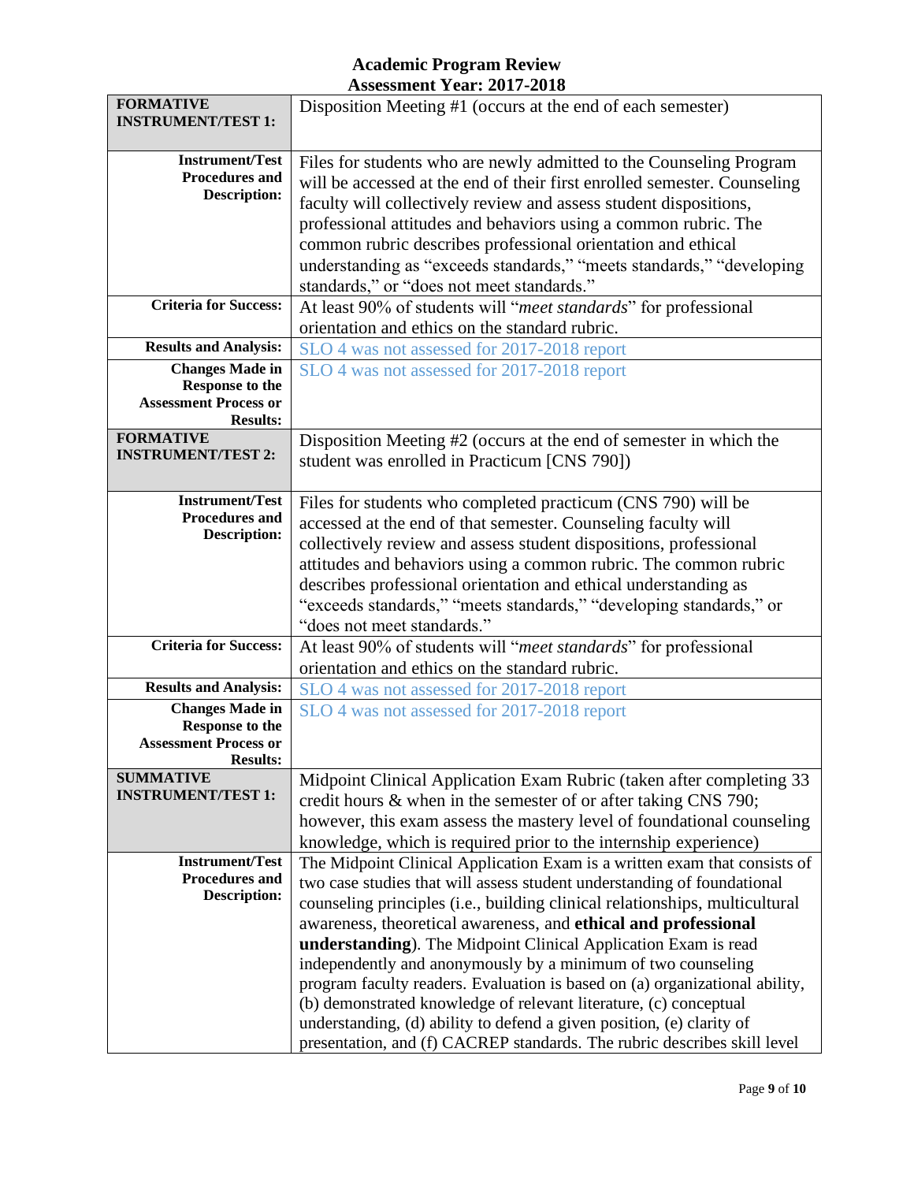| | |
|---|---|
| **FORMATIVE INSTRUMENT/TEST 1:** | Disposition Meeting #1 (occurs at the end of each semester) |
| **Instrument/Test Procedures and Description:** | Files for students who are newly admitted to the Counseling Program will be accessed at the end of their first enrolled semester. Counseling faculty will collectively review and assess student dispositions, professional attitudes and behaviors using a common rubric. The common rubric describes professional orientation and ethical understanding as "exceeds standards," "meets standards," "developing standards," or "does not meet standards." |
| **Criteria for Success:** | At least 90% of students will "*meet standards*" for professional orientation and ethics on the standard rubric. |
| **Results and Analysis:** | SLO 4 was not assessed for 2017-2018 report |
| **Changes Made in Response to the Assessment Process or Results:** | SLO 4 was not assessed for 2017-2018 report |
| **FORMATIVE INSTRUMENT/TEST 2:** | Disposition Meeting #2 (occurs at the end of semester in which the student was enrolled in Practicum [CNS 790]) |
| **Instrument/Test Procedures and Description:** | Files for students who completed practicum (CNS 790) will be accessed at the end of that semester. Counseling faculty will collectively review and assess student dispositions, professional attitudes and behaviors using a common rubric. The common rubric describes professional orientation and ethical understanding as "exceeds standards," "meets standards," "developing standards," or "does not meet standards." |
| **Criteria for Success:** | At least 90% of students will "*meet standards*" for professional orientation and ethics on the standard rubric. |
| **Results and Analysis:** | SLO 4 was not assessed for 2017-2018 report |
| **Changes Made in Response to the Assessment Process or Results:** | SLO 4 was not assessed for 2017-2018 report |
| **SUMMATIVE INSTRUMENT/TEST 1:** | Midpoint Clinical Application Exam Rubric (taken after completing 33 credit hours & when in the semester of or after taking CNS 790; however, this exam assess the mastery level of foundational counseling knowledge, which is required prior to the internship experience) |
| **Instrument/Test Procedures and Description:** | The Midpoint Clinical Application Exam is a written exam that consists of two case studies that will assess student understanding of foundational counseling principles (i.e., building clinical relationships, multicultural awareness, theoretical awareness, and **ethical and professional understanding**). The Midpoint Clinical Application Exam is read independently and anonymously by a minimum of two counseling program faculty readers. Evaluation is based on (a) organizational ability, (b) demonstrated knowledge of relevant literature, (c) conceptual understanding, (d) ability to defend a given position, (e) clarity of presentation, and (f) CACREP standards. The rubric describes skill level |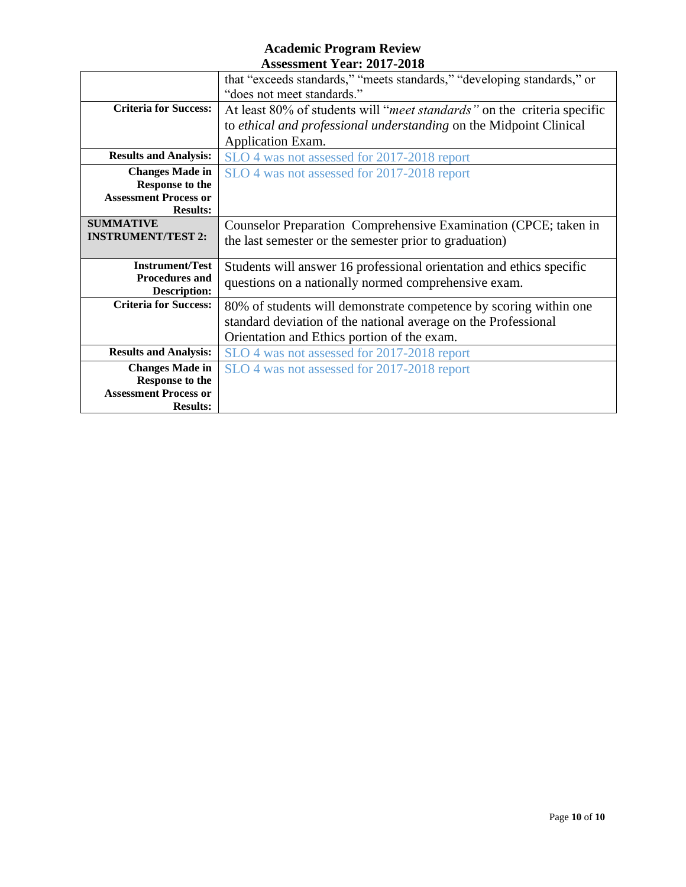| | |
|---|---|
| | that "exceeds standards," "meets standards," "developing standards," or "does not meet standards." |
| **Criteria for Success:** | At least 80% of students will "*meet standards"* on the criteria specific to *ethical and professional understanding* on the Midpoint Clinical Application Exam. |
| **Results and Analysis:** | SLO 4 was not assessed for 2017-2018 report |
| **Changes Made in Response to the Assessment Process or Results:** | SLO 4 was not assessed for 2017-2018 report |
| **SUMMATIVE INSTRUMENT/TEST 2:** | Counselor Preparation Comprehensive Examination (CPCE; taken in the last semester or the semester prior to graduation) |
| **Instrument/Test Procedures and Description:** | Students will answer 16 professional orientation and ethics specific questions on a nationally normed comprehensive exam. |
| **Criteria for Success:** | 80% of students will demonstrate competence by scoring within one standard deviation of the national average on the Professional Orientation and Ethics portion of the exam. |
| **Results and Analysis:** | SLO 4 was not assessed for 2017-2018 report |
| **Changes Made in Response to the Assessment Process or Results:** | SLO 4 was not assessed for 2017-2018 report |